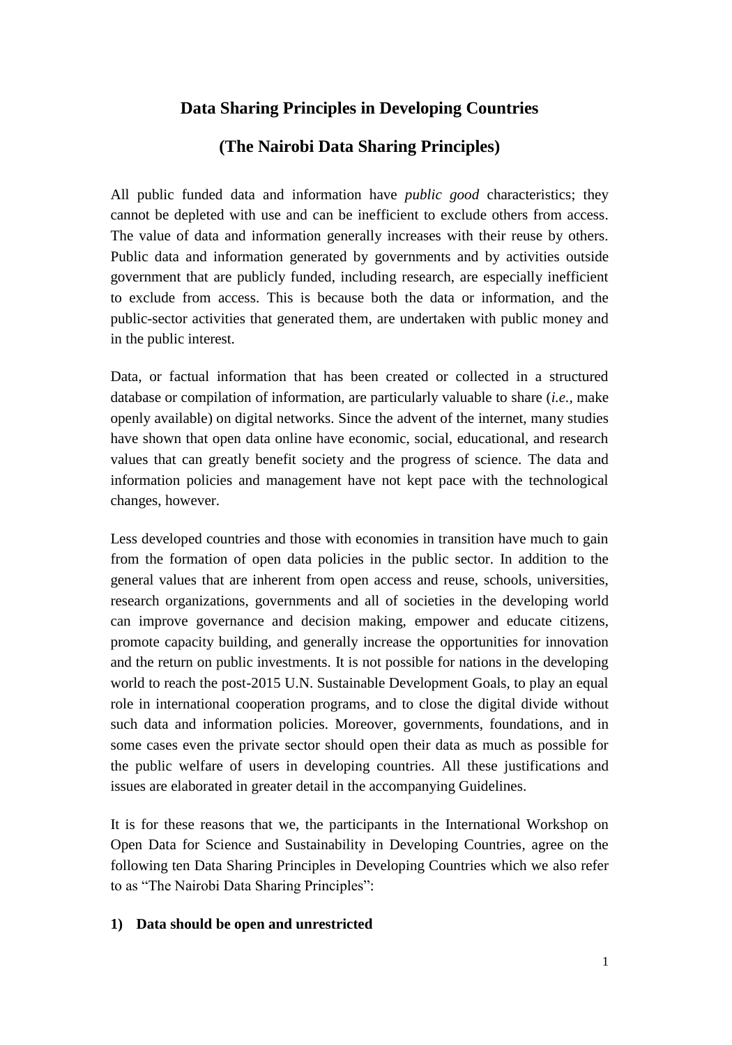# Data Sharing Principles in Developing Countries

# (The Nairobi Data Sharing Principles)

All public funded data and information have *public good* characteristics; they cannot be depleted with use and can be inefficient to exclude others from access. The value of data and information generally increases with their reuse by others. Public data and information generated by governments and by activities outside government that are publicly funded, including research, are especially inefficient to exclude from access. This is because both the data or information, and the public-sector activities that generated them, are undertaken with public money and in the public interest.

Data, or factual information that has been created or collected in a structured database or compilation of information, are particularly valuable to share (*i.e.*, make openly available) on digital networks. Since the advent of the internet, many studies have shown that open data online have economic, social, educational, and research values that can greatly benefit society and the progress of science. The data and information policies and management have not kept pace with the technological changes, however.

Less developed countries and those with economies in transition have much to gain from the formation of open data policies in the public sector. In addition to the general values that are inherent from open access and reuse, schools, universities, research organizations, governments and all of societies in the developing world can improve governance and decision making, empower and educate citizens, promote capacity building, and generally increase the opportunities for innovation and the return on public investments. It is not possible for nations in the developing world to reach the post-2015 U.N. Sustainable Development Goals, to play an equal role in international cooperation programs, and to close the digital divide without such data and information policies. Moreover, governments, foundations, and in some cases even the private sector should open their data as much as possible for the public welfare of users in developing countries. All these justifications and issues are elaborated in greater detail in the accompanying Guidelines.

It is for these reasons that we, the participants in the International Workshop on Open Data for Science and Sustainability in Developing Countries, agree on the following ten Data Sharing Principles in Developing Countries which we also refer to as "The Nairobi Data Sharing Principles":

**1) Data should be open and unrestricted**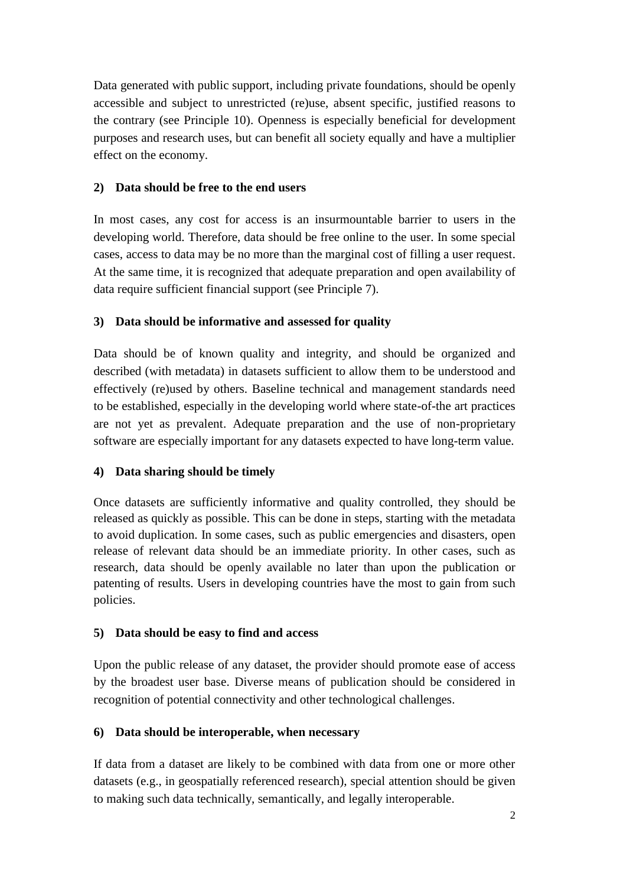Data generated with public support, including private foundations, should be openly accessible and subject to unrestricted (re)use, absent specific, justified reasons to the contrary (see Principle 10). Openness is especially beneficial for development purposes and research uses, but can benefit all society equally and have a multiplier effect on the economy.

**2) Data should be free to the end users**

In most cases, any cost for access is an insurmountable barrier to users in the developing world. Therefore, data should be free online to the user. In some special cases, access to data may be no more than the marginal cost of filling a user request. At the same time, it is recognized that adequate preparation and open availability of data require sufficient financial support (see Principle 7).

**3) Data should be informative and assessed for quality**

Data should be of known quality and integrity, and should be organized and described (with metadata) in datasets sufficient to allow them to be understood and effectively (re)used by others. Baseline technical and management standards need to be established, especially in the developing world where state-of-the art practices are not yet as prevalent. Adequate preparation and the use of non-proprietary software are especially important for any datasets expected to have long-term value.

**4) Data sharing should be timely**

Once datasets are sufficiently informative and quality controlled, they should be released as quickly as possible. This can be done in steps, starting with the metadata to avoid duplication. In some cases, such as public emergencies and disasters, open release of relevant data should be an immediate priority. In other cases, such as research, data should be openly available no later than upon the publication or patenting of results. Users in developing countries have the most to gain from such policies.

**5) Data should be easy to find and access**

Upon the public release of any dataset, the provider should promote ease of access by the broadest user base. Diverse means of publication should be considered in recognition of potential connectivity and other technological challenges.

**6) Data should be interoperable, when necessary**

If data from a dataset are likely to be combined with data from one or more other datasets (e.g., in geospatially referenced research), special attention should be given to making such data technically, semantically, and legally interoperable.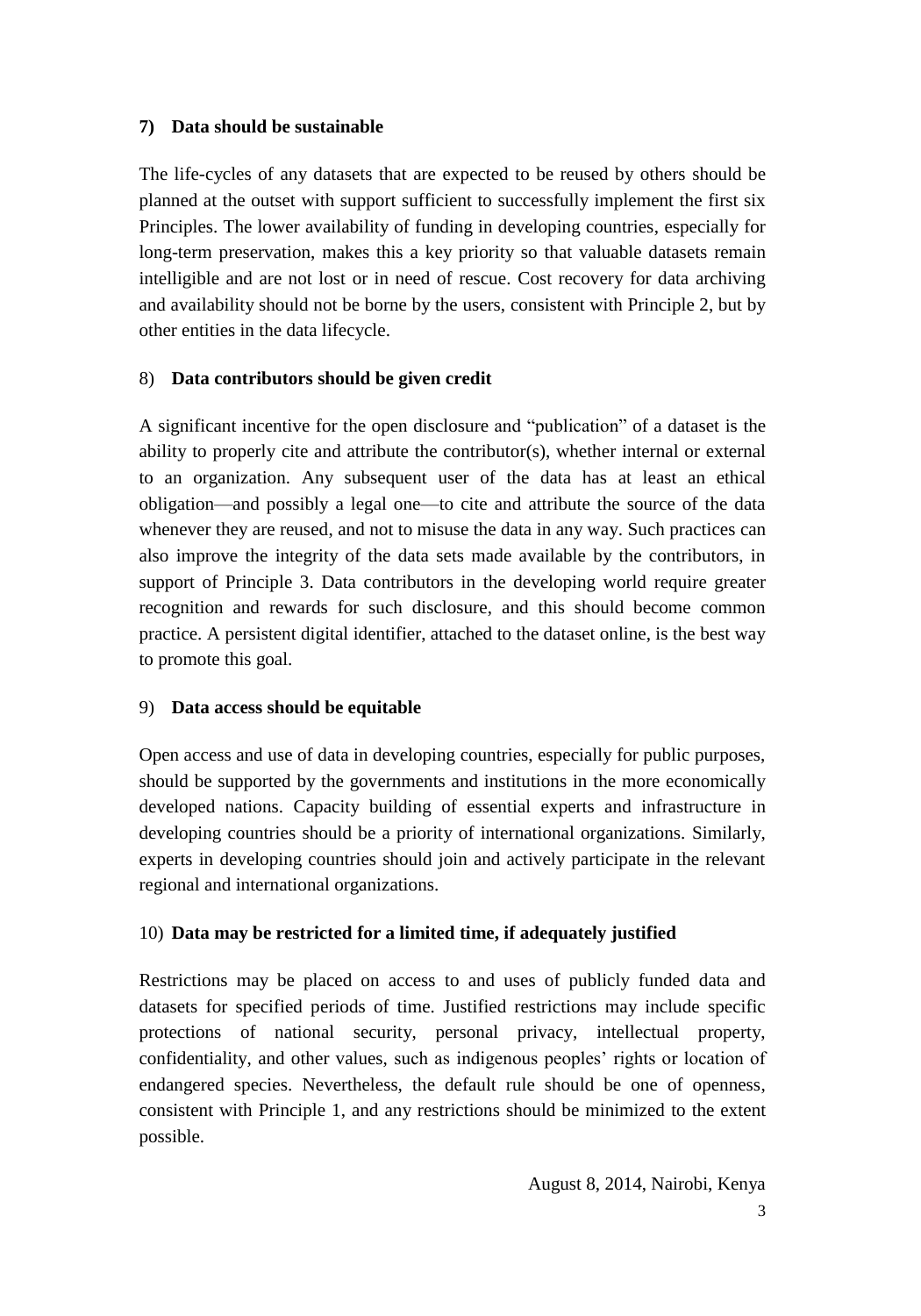### 7) Data should be sustainable

The life-cycles of any datasets that are expected to be reused by others should be planned at the outset with support sufficient to successfully implement the first six Principles. The lower availability of funding in developing countries, especially for long-term preservation, makes this a key priority so that valuable datasets remain intelligible and are not lost or in need of rescue. Cost recovery for data archiving and availability should not be borne by the users, consistent with Principle 2, but by other entities in the data lifecycle.

### 8) Data contributors should be given credit

A significant incentive for the open disclosure and "publication" of a dataset is the ability to properly cite and attribute the contributor(s), whether internal or external to an organization. Any subsequent user of the data has at least an ethical obligation—and possibly a legal one—to cite and attribute the source of the data whenever they are reused, and not to misuse the data in any way. Such practices can also improve the integrity of the data sets made available by the contributors, in support of Principle 3. Data contributors in the developing world require greater recognition and rewards for such disclosure, and this should become common practice. A persistent digital identifier, attached to the dataset online, is the best way to promote this goal.

### 9) Data access should be equitable

Open access and use of data in developing countries, especially for public purposes, should be supported by the governments and institutions in the more economically developed nations. Capacity building of essential experts and infrastructure in developing countries should be a priority of international organizations. Similarly, experts in developing countries should join and actively participate in the relevant regional and international organizations.

### 10) Data may be restricted for a limited time, if adequately justified

Restrictions may be placed on access to and uses of publicly funded data and datasets for specified periods of time. Justified restrictions may include specific protections of national security, personal privacy, intellectual property, confidentiality, and other values, such as indigenous peoples' rights or location of endangered species. Nevertheless, the default rule should be one of openness, consistent with Principle 1, and any restrictions should be minimized to the extent possible.

August 8, 2014, Nairobi, Kenya